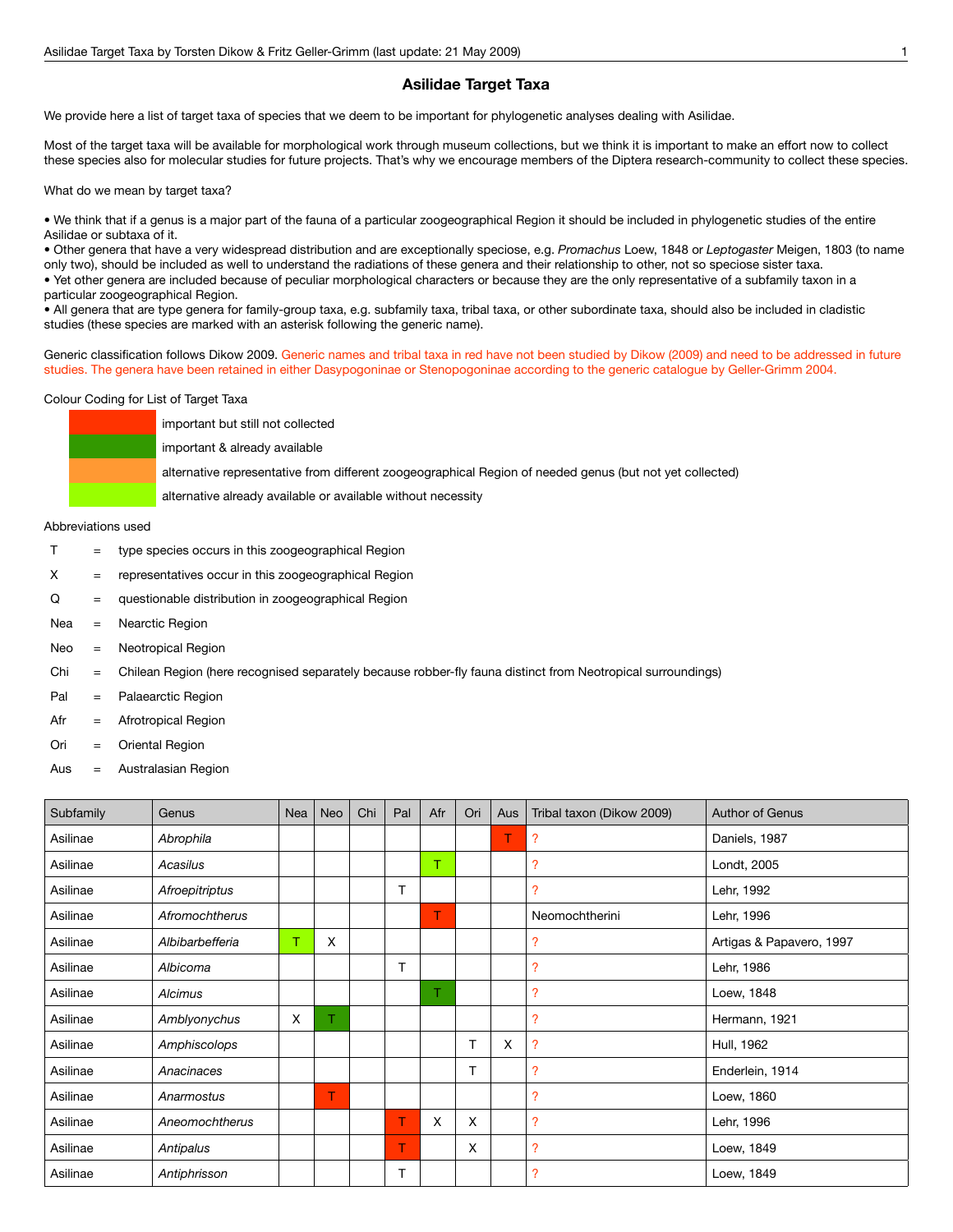# Asilidae Target Taxa

We provide here a list of target taxa of species that we deem to be important for phylogenetic analyses dealing with Asilidae.

Most of the target taxa will be available for morphological work through museum collections, but we think it is important to make an effort now to collect these species also for molecular studies for future projects. That's why we encourage members of the Diptera research-community to collect these species.

What do we mean by target taxa?

- We think that if a genus is a major part of the fauna of a particular zoogeographical Region it should be included in phylogenetic studies of the entire Asilidae or subtaxa of it.
- Other genera that have a very widespread distribution and are exceptionally speciose, e.g. *Promachus* Loew, 1848 or *Leptogaster* Meigen, 1803 (to name only two), should be included as well to understand the radiations of these genera and their relationship to other, not so speciose sister taxa.
- Yet other genera are included because of peculiar morphological characters or because they are the only representative of a subfamily taxon in a particular zoogeographical Region.
- All genera that are type genera for family-group taxa, e.g. subfamily taxa, tribal taxa, or other subordinate taxa, should also be included in cladistic studies (these species are marked with an asterisk following the generic name).

Generic classification follows Dikow 2009. Generic names and tribal taxa in red have not been studied by Dikow (2009) and need to be addressed in future studies. The genera have been retained in either Dasypogoninae or Stenopogoninae according to the generic catalogue by Geller-Grimm 2004.

Colour Coding for List of Target Taxa

- (red) important but still not collected
- (dark green) important & already available
- (orange) alternative representative from different zoogeographical Region of needed genus (but not yet collected)
- (light green) alternative already available or available without necessity

Abbreviations used

| | | |
|---|---|---|
| T | = | type species occurs in this zoogeographical Region |
| X | = | representatives occur in this zoogeographical Region |
| Q | = | questionable distribution in zoogeographical Region |
| Nea | = | Nearctic Region |
| Neo | = | Neotropical Region |
| Chi | = | Chilean Region (here recognised separately because robber-fly fauna distinct from Neotropical surroundings) |
| Pal | = | Palaearctic Region |
| Afr | = | Afrotropical Region |
| Ori | = | Oriental Region |
| Aus | = | Australasian Region |

| Subfamily | Genus | Nea | Neo | Chi | Pal | Afr | Ori | Aus | Tribal taxon (Dikow 2009) | Author of Genus |
|---|---|---|---|---|---|---|---|---|---|---|
| Asilinae | *Abrophila* | | | | | | | T | ? | Daniels, 1987 |
| Asilinae | *Acasilus* | | | | | T | | | ? | Londt, 2005 |
| Asilinae | *Afroepitriptus* | | | | T | | | | ? | Lehr, 1992 |
| Asilinae | *Afromochtherus* | | | | | T | | | Neomochtherini | Lehr, 1996 |
| Asilinae | *Albibarbefferia* | T | X | | | | | | ? | Artigas & Papavero, 1997 |
| Asilinae | *Albicoma* | | | | T | | | | ? | Lehr, 1986 |
| Asilinae | *Alcimus* | | | | | T | | | ? | Loew, 1848 |
| Asilinae | *Amblyonychus* | X | T | | | | | | ? | Hermann, 1921 |
| Asilinae | *Amphiscolops* | | | | | | T | X | ? | Hull, 1962 |
| Asilinae | *Anacinaces* | | | | | | T | | ? | Enderlein, 1914 |
| Asilinae | *Anarmostus* | | T | | | | | | ? | Loew, 1860 |
| Asilinae | *Aneomochtherus* | | | | T | X | X | | ? | Lehr, 1996 |
| Asilinae | *Antipalus* | | | | T | | X | | ? | Loew, 1849 |
| Asilinae | *Antiphrisson* | | | | T | | | | ? | Loew, 1849 |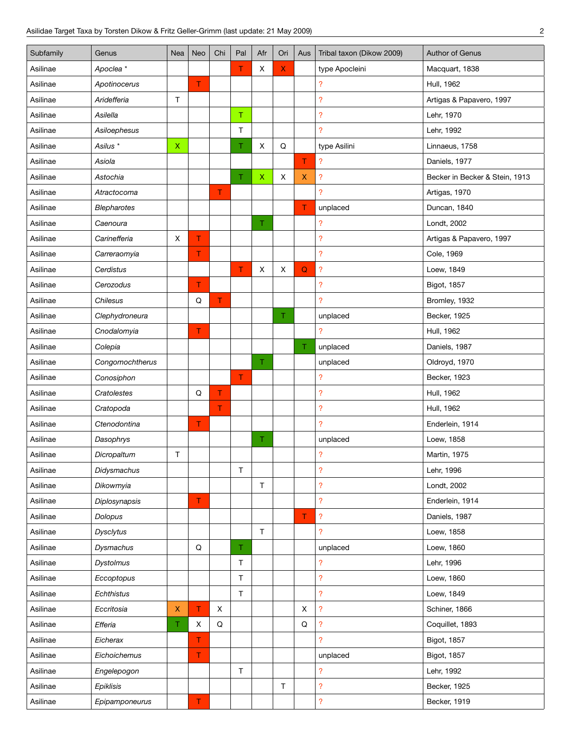| Subfamily | Genus | Nea | Neo | Chi | Pal | Afr | Ori | Aus | Tribal taxon (Dikow 2009) | Author of Genus |
|---|---|---|---|---|---|---|---|---|---|---|
| Asilinae | *Apoclea* * | | | | T | X | X | | type Apocleini | Macquart, 1838 |
| Asilinae | *Apotinocerus* | | T | | | | | | ? | Hull, 1962 |
| Asilinae | *Aridefferia* | T | | | | | | | ? | Artigas & Papavero, 1997 |
| Asilinae | *Asilella* | | | | T | | | | ? | Lehr, 1970 |
| Asilinae | *Asiloephesus* | | | | T | | | | ? | Lehr, 1992 |
| Asilinae | *Asilus* * | X | | | T | X | Q | | type Asilini | Linnaeus, 1758 |
| Asilinae | *Asiola* | | | | | | | T | ? | Daniels, 1977 |
| Asilinae | *Astochia* | | | | T | X | X | X | ? | Becker in Becker & Stein, 1913 |
| Asilinae | *Atractocoma* | | | T | | | | | ? | Artigas, 1970 |
| Asilinae | *Blepharotes* | | | | | | | T | unplaced | Duncan, 1840 |
| Asilinae | *Caenoura* | | | | | T | | | ? | Londt, 2002 |
| Asilinae | *Carinefferia* | X | T | | | | | | ? | Artigas & Papavero, 1997 |
| Asilinae | *Carreraomyia* | | T | | | | | | ? | Cole, 1969 |
| Asilinae | *Cerdistus* | | | | T | X | X | Q | ? | Loew, 1849 |
| Asilinae | *Cerozodus* | | T | | | | | | ? | Bigot, 1857 |
| Asilinae | *Chilesus* | | Q | T | | | | | ? | Bromley, 1932 |
| Asilinae | *Clephydroneura* | | | | | | T | | unplaced | Becker, 1925 |
| Asilinae | *Cnodalomyia* | | T | | | | | | ? | Hull, 1962 |
| Asilinae | *Colepia* | | | | | | | T | unplaced | Daniels, 1987 |
| Asilinae | *Congomochtherus* | | | | | T | | | unplaced | Oldroyd, 1970 |
| Asilinae | *Conosiphon* | | | | T | | | | ? | Becker, 1923 |
| Asilinae | *Cratolestes* | | Q | T | | | | | ? | Hull, 1962 |
| Asilinae | *Cratopoda* | | | T | | | | | ? | Hull, 1962 |
| Asilinae | *Ctenodontina* | | T | | | | | | ? | Enderlein, 1914 |
| Asilinae | *Dasophrys* | | | | | T | | | unplaced | Loew, 1858 |
| Asilinae | *Dicropaltum* | T | | | | | | | ? | Martin, 1975 |
| Asilinae | *Didysmachus* | | | | T | | | | ? | Lehr, 1996 |
| Asilinae | *Dikowmyia* | | | | | T | | | ? | Londt, 2002 |
| Asilinae | *Diplosynapsis* | | T | | | | | | ? | Enderlein, 1914 |
| Asilinae | *Dolopus* | | | | | | | T | ? | Daniels, 1987 |
| Asilinae | *Dysclytus* | | | | | T | | | ? | Loew, 1858 |
| Asilinae | *Dysmachus* | | Q | | T | | | | unplaced | Loew, 1860 |
| Asilinae | *Dystolmus* | | | | T | | | | ? | Lehr, 1996 |
| Asilinae | *Eccoptopus* | | | | T | | | | ? | Loew, 1860 |
| Asilinae | *Echthistus* | | | | T | | | | ? | Loew, 1849 |
| Asilinae | *Eccritosia* | X | T | X | | | | X | ? | Schiner, 1866 |
| Asilinae | *Efferia* | T | X | Q | | | | Q | ? | Coquillet, 1893 |
| Asilinae | *Eicherax* | | T | | | | | | ? | Bigot, 1857 |
| Asilinae | *Eichoichemus* | | T | | | | | | unplaced | Bigot, 1857 |
| Asilinae | *Engelepogon* | | | | T | | | | ? | Lehr, 1992 |
| Asilinae | *Epiklisis* | | | | | | T | | ? | Becker, 1925 |
| Asilinae | *Epipamponeurus* | | T | | | | | | ? | Becker, 1919 |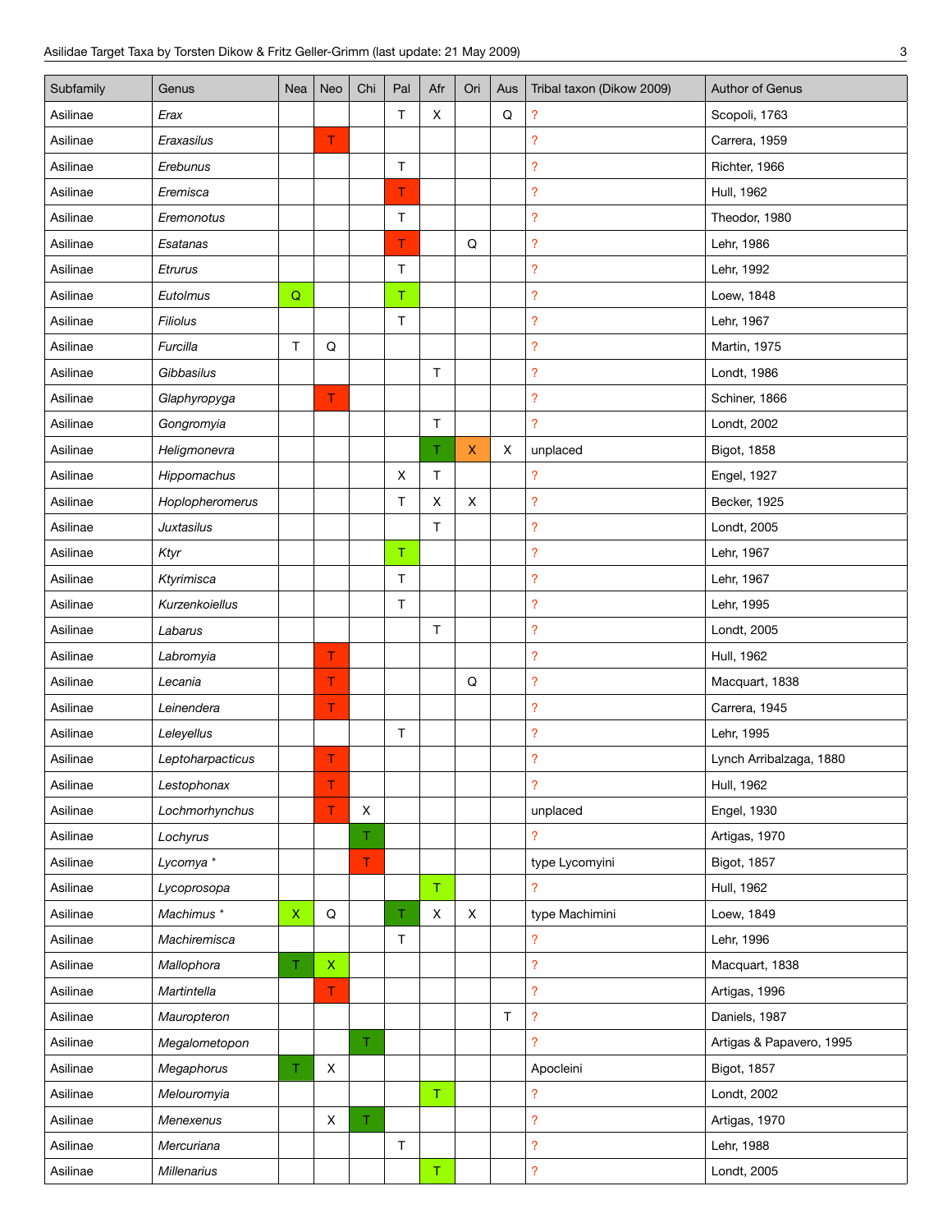| Subfamily | Genus | Nea | Neo | Chi | Pal | Afr | Ori | Aus | Tribal taxon (Dikow 2009) | Author of Genus |
|---|---|---|---|---|---|---|---|---|---|---|
| Asilinae | *Erax* | | | | T | X | | Q | ? | Scopoli, 1763 |
| Asilinae | *Eraxasilus* | | T | | | | | | ? | Carrera, 1959 |
| Asilinae | *Erebunus* | | | | T | | | | ? | Richter, 1966 |
| Asilinae | *Eremisca* | | | | T | | | | ? | Hull, 1962 |
| Asilinae | *Eremonotus* | | | | T | | | | ? | Theodor, 1980 |
| Asilinae | *Esatanas* | | | | T | | Q | | ? | Lehr, 1986 |
| Asilinae | *Etrurus* | | | | T | | | | ? | Lehr, 1992 |
| Asilinae | *Eutolmus* | Q | | | T | | | | ? | Loew, 1848 |
| Asilinae | *Filiolus* | | | | T | | | | ? | Lehr, 1967 |
| Asilinae | *Furcilla* | T | Q | | | | | | ? | Martin, 1975 |
| Asilinae | *Gibbasilus* | | | | | T | | | ? | Londt, 1986 |
| Asilinae | *Glaphyropyga* | | T | | | | | | ? | Schiner, 1866 |
| Asilinae | *Gongromyia* | | | | | T | | | ? | Londt, 2002 |
| Asilinae | *Heligmonevra* | | | | | T | X | X | unplaced | Bigot, 1858 |
| Asilinae | *Hippomachus* | | | | X | T | | | ? | Engel, 1927 |
| Asilinae | *Hoplopheromerus* | | | | T | X | X | | ? | Becker, 1925 |
| Asilinae | *Juxtasilus* | | | | | T | | | ? | Londt, 2005 |
| Asilinae | *Ktyr* | | | | T | | | | ? | Lehr, 1967 |
| Asilinae | *Ktyrimisca* | | | | T | | | | ? | Lehr, 1967 |
| Asilinae | *Kurzenkoiellus* | | | | T | | | | ? | Lehr, 1995 |
| Asilinae | *Labarus* | | | | | T | | | ? | Londt, 2005 |
| Asilinae | *Labromyia* | | T | | | | | | ? | Hull, 1962 |
| Asilinae | *Lecania* | | T | | | | Q | | ? | Macquart, 1838 |
| Asilinae | *Leinendera* | | T | | | | | | ? | Carrera, 1945 |
| Asilinae | *Leleyellus* | | | | T | | | | ? | Lehr, 1995 |
| Asilinae | *Leptoharpacticus* | | T | | | | | | ? | Lynch Arribalzaga, 1880 |
| Asilinae | *Lestophonax* | | T | | | | | | ? | Hull, 1962 |
| Asilinae | *Lochmorhynchus* | | T | X | | | | | unplaced | Engel, 1930 |
| Asilinae | *Lochyrus* | | | T | | | | | ? | Artigas, 1970 |
| Asilinae | *Lycomya* * | | | T | | | | | type Lycomyini | Bigot, 1857 |
| Asilinae | *Lycoprosopa* | | | | | T | | | ? | Hull, 1962 |
| Asilinae | *Machimus* * | X | Q | | T | X | X | | type Machimini | Loew, 1849 |
| Asilinae | *Machiremisca* | | | | T | | | | ? | Lehr, 1996 |
| Asilinae | *Mallophora* | T | X | | | | | | ? | Macquart, 1838 |
| Asilinae | *Martintella* | | T | | | | | | ? | Artigas, 1996 |
| Asilinae | *Mauropteron* | | | | | | | T | ? | Daniels, 1987 |
| Asilinae | *Megalometopon* | | | T | | | | | ? | Artigas & Papavero, 1995 |
| Asilinae | *Megaphorus* | T | X | | | | | | Apocleini | Bigot, 1857 |
| Asilinae | *Melouromyia* | | | | | T | | | ? | Londt, 2002 |
| Asilinae | *Menexenus* | | X | T | | | | | ? | Artigas, 1970 |
| Asilinae | *Mercuriana* | | | | T | | | | ? | Lehr, 1988 |
| Asilinae | *Millenarius* | | | | | T | | | ? | Londt, 2005 |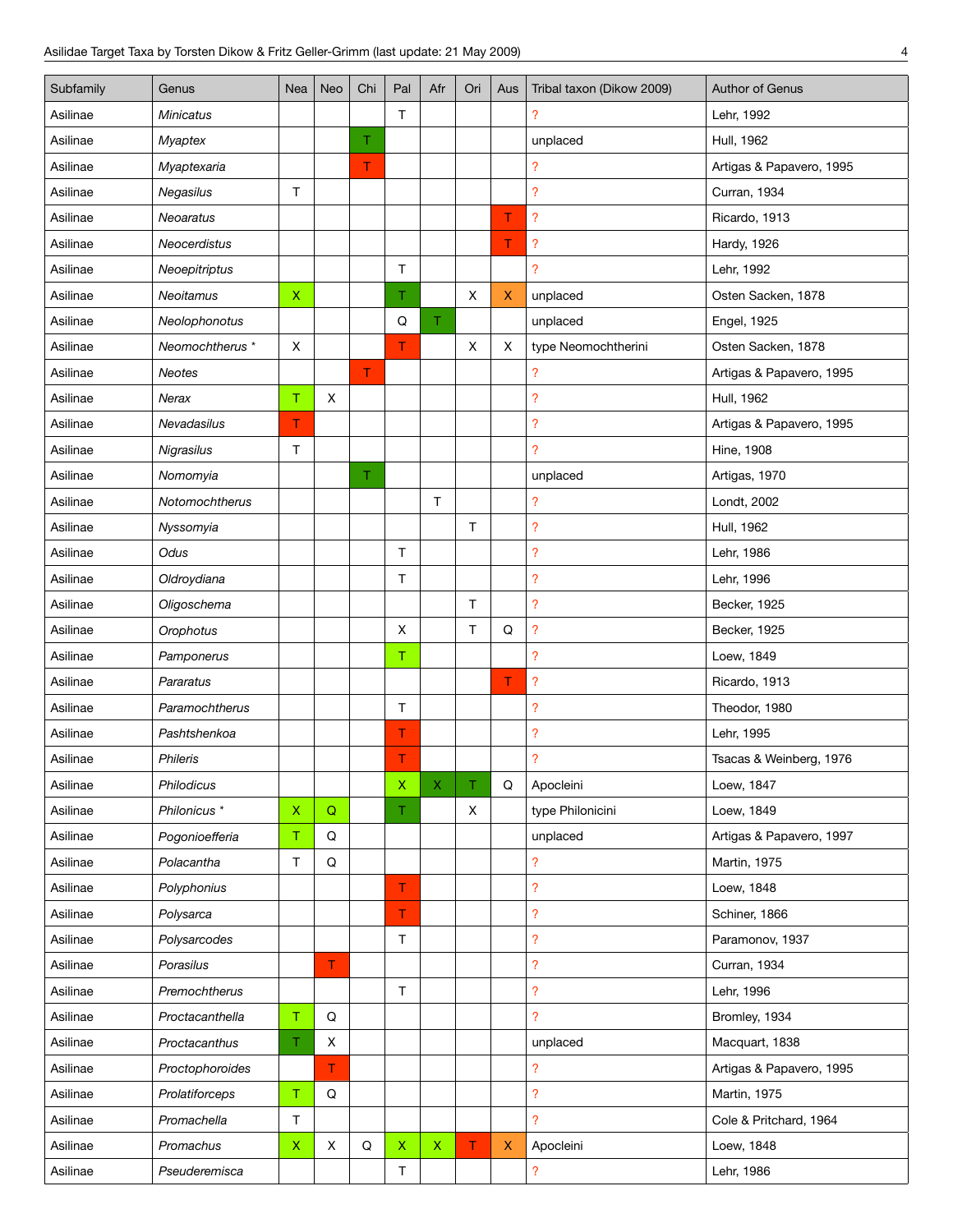| Subfamily | Genus | Nea | Neo | Chi | Pal | Afr | Ori | Aus | Tribal taxon (Dikow 2009) | Author of Genus |
|---|---|---|---|---|---|---|---|---|---|---|
| Asilinae | *Minicatus* | | | | T | | | | ? | Lehr, 1992 |
| Asilinae | *Myaptex* | | | T | | | | | unplaced | Hull, 1962 |
| Asilinae | *Myaptexaria* | | | T | | | | | ? | Artigas & Papavero, 1995 |
| Asilinae | *Negasilus* | T | | | | | | | ? | Curran, 1934 |
| Asilinae | *Neoaratus* | | | | | | | T | ? | Ricardo, 1913 |
| Asilinae | *Neocerdistus* | | | | | | | T | ? | Hardy, 1926 |
| Asilinae | *Neoepitriptus* | | | | T | | | | ? | Lehr, 1992 |
| Asilinae | *Neoitamus* | X | | | T | | X | X | unplaced | Osten Sacken, 1878 |
| Asilinae | *Neolophonotus* | | | | Q | T | | | unplaced | Engel, 1925 |
| Asilinae | *Neomochtherus* * | X | | | T | | X | X | type Neomochtherini | Osten Sacken, 1878 |
| Asilinae | *Neotes* | | | T | | | | | ? | Artigas & Papavero, 1995 |
| Asilinae | *Nerax* | T | X | | | | | | ? | Hull, 1962 |
| Asilinae | *Nevadasilus* | T | | | | | | | ? | Artigas & Papavero, 1995 |
| Asilinae | *Nigrasilus* | T | | | | | | | ? | Hine, 1908 |
| Asilinae | *Nomomyia* | | | T | | | | | unplaced | Artigas, 1970 |
| Asilinae | *Notomochtherus* | | | | | T | | | ? | Londt, 2002 |
| Asilinae | *Nyssomyia* | | | | | | T | | ? | Hull, 1962 |
| Asilinae | *Odus* | | | | T | | | | ? | Lehr, 1986 |
| Asilinae | *Oldroydiana* | | | | T | | | | ? | Lehr, 1996 |
| Asilinae | *Oligoschema* | | | | | | T | | ? | Becker, 1925 |
| Asilinae | *Orophotus* | | | | X | | T | Q | ? | Becker, 1925 |
| Asilinae | *Pamponerus* | | | | T | | | | ? | Loew, 1849 |
| Asilinae | *Pararatus* | | | | | | | T | ? | Ricardo, 1913 |
| Asilinae | *Paramochtherus* | | | | T | | | | ? | Theodor, 1980 |
| Asilinae | *Pashtshenkoa* | | | | T | | | | ? | Lehr, 1995 |
| Asilinae | *Phileris* | | | | T | | | | ? | Tsacas & Weinberg, 1976 |
| Asilinae | *Philodicus* | | | | X | X | T | Q | Apocleini | Loew, 1847 |
| Asilinae | *Philonicus* * | X | Q | | T | | X | | type Philonicini | Loew, 1849 |
| Asilinae | *Pogonioefferia* | T | Q | | | | | | unplaced | Artigas & Papavero, 1997 |
| Asilinae | *Polacantha* | T | Q | | | | | | ? | Martin, 1975 |
| Asilinae | *Polyphonius* | | | | T | | | | ? | Loew, 1848 |
| Asilinae | *Polysarca* | | | | T | | | | ? | Schiner, 1866 |
| Asilinae | *Polysarcodes* | | | | T | | | | ? | Paramonov, 1937 |
| Asilinae | *Porasilus* | | T | | | | | | ? | Curran, 1934 |
| Asilinae | *Premochtherus* | | | | T | | | | ? | Lehr, 1996 |
| Asilinae | *Proctacanthella* | T | Q | | | | | | ? | Bromley, 1934 |
| Asilinae | *Proctacanthus* | T | X | | | | | | unplaced | Macquart, 1838 |
| Asilinae | *Proctophoroides* | | T | | | | | | ? | Artigas & Papavero, 1995 |
| Asilinae | *Prolatiforceps* | T | Q | | | | | | ? | Martin, 1975 |
| Asilinae | *Promachella* | T | | | | | | | ? | Cole & Pritchard, 1964 |
| Asilinae | *Promachus* | X | X | Q | X | X | T | X | Apocleini | Loew, 1848 |
| Asilinae | *Pseuderemisca* | | | | T | | | | ? | Lehr, 1986 |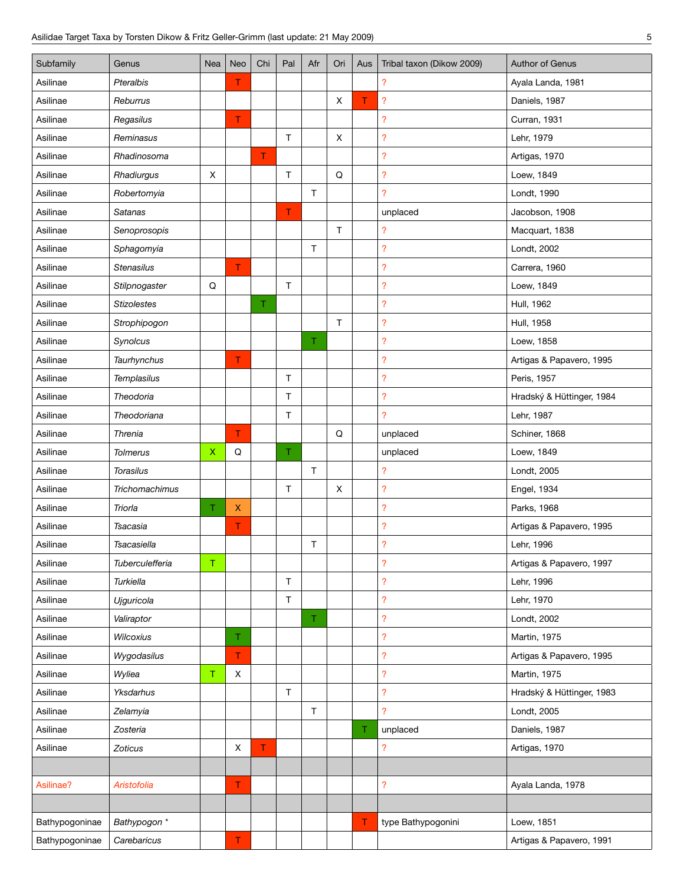| Subfamily | Genus | Nea | Neo | Chi | Pal | Afr | Ori | Aus | Tribal taxon (Dikow 2009) | Author of Genus |
|---|---|---|---|---|---|---|---|---|---|---|
| Asilinae | *Pteralbis* | | T | | | | | | ? | Ayala Landa, 1981 |
| Asilinae | *Reburrus* | | | | | | X | T | ? | Daniels, 1987 |
| Asilinae | *Regasilus* | | T | | | | | | ? | Curran, 1931 |
| Asilinae | *Reminasus* | | | | T | | X | | ? | Lehr, 1979 |
| Asilinae | *Rhadinosoma* | | | T | | | | | ? | Artigas, 1970 |
| Asilinae | *Rhadiurgus* | X | | | T | | Q | | ? | Loew, 1849 |
| Asilinae | *Robertomyia* | | | | | T | | | ? | Londt, 1990 |
| Asilinae | *Satanas* | | | | T | | | | unplaced | Jacobson, 1908 |
| Asilinae | *Senoprosopis* | | | | | | T | | ? | Macquart, 1838 |
| Asilinae | *Sphagomyia* | | | | | T | | | ? | Londt, 2002 |
| Asilinae | *Stenasilus* | | T | | | | | | ? | Carrera, 1960 |
| Asilinae | *Stilpnogaster* | Q | | | T | | | | ? | Loew, 1849 |
| Asilinae | *Stizolestes* | | | T | | | | | ? | Hull, 1962 |
| Asilinae | *Strophipogon* | | | | | | T | | ? | Hull, 1958 |
| Asilinae | *Synolcus* | | | | | T | | | ? | Loew, 1858 |
| Asilinae | *Taurhynchus* | | T | | | | | | ? | Artigas & Papavero, 1995 |
| Asilinae | *Templasilus* | | | | T | | | | ? | Peris, 1957 |
| Asilinae | *Theodoria* | | | | T | | | | ? | Hradský & Hüttinger, 1984 |
| Asilinae | *Theodoriana* | | | | T | | | | ? | Lehr, 1987 |
| Asilinae | *Threnia* | | T | | | | Q | | unplaced | Schiner, 1868 |
| Asilinae | *Tolmerus* | X | Q | | T | | | | unplaced | Loew, 1849 |
| Asilinae | *Torasilus* | | | | | T | | | ? | Londt, 2005 |
| Asilinae | *Trichomachimus* | | | | T | | X | | ? | Engel, 1934 |
| Asilinae | *Triorla* | T | X | | | | | | ? | Parks, 1968 |
| Asilinae | *Tsacasia* | | T | | | | | | ? | Artigas & Papavero, 1995 |
| Asilinae | *Tsacasiella* | | | | | T | | | ? | Lehr, 1996 |
| Asilinae | *Tuberculefferia* | T | | | | | | | ? | Artigas & Papavero, 1997 |
| Asilinae | *Turkiella* | | | | T | | | | ? | Lehr, 1996 |
| Asilinae | *Ujguricola* | | | | T | | | | ? | Lehr, 1970 |
| Asilinae | *Valiraptor* | | | | | T | | | ? | Londt, 2002 |
| Asilinae | *Wilcoxius* | | T | | | | | | ? | Martin, 1975 |
| Asilinae | *Wygodasilus* | | T | | | | | | ? | Artigas & Papavero, 1995 |
| Asilinae | *Wyliea* | T | X | | | | | | ? | Martin, 1975 |
| Asilinae | *Yksdarhus* | | | | T | | | | ? | Hradský & Hüttinger, 1983 |
| Asilinae | *Zelamyia* | | | | | T | | | ? | Londt, 2005 |
| Asilinae | *Zosteria* | | | | | | | T | unplaced | Daniels, 1987 |
| Asilinae | *Zoticus* | | X | T | | | | | ? | Artigas, 1970 |
| | | | | | | | | | | |
| Asilinae? | *Aristofolia* | | T | | | | | | ? | Ayala Landa, 1978 |
| | | | | | | | | | | |
| Bathypogoninae | *Bathypogon* * | | | | | | | T | type Bathypogonini | Loew, 1851 |
| Bathypogoninae | *Carebaricus* | | T | | | | | | | Artigas & Papavero, 1991 |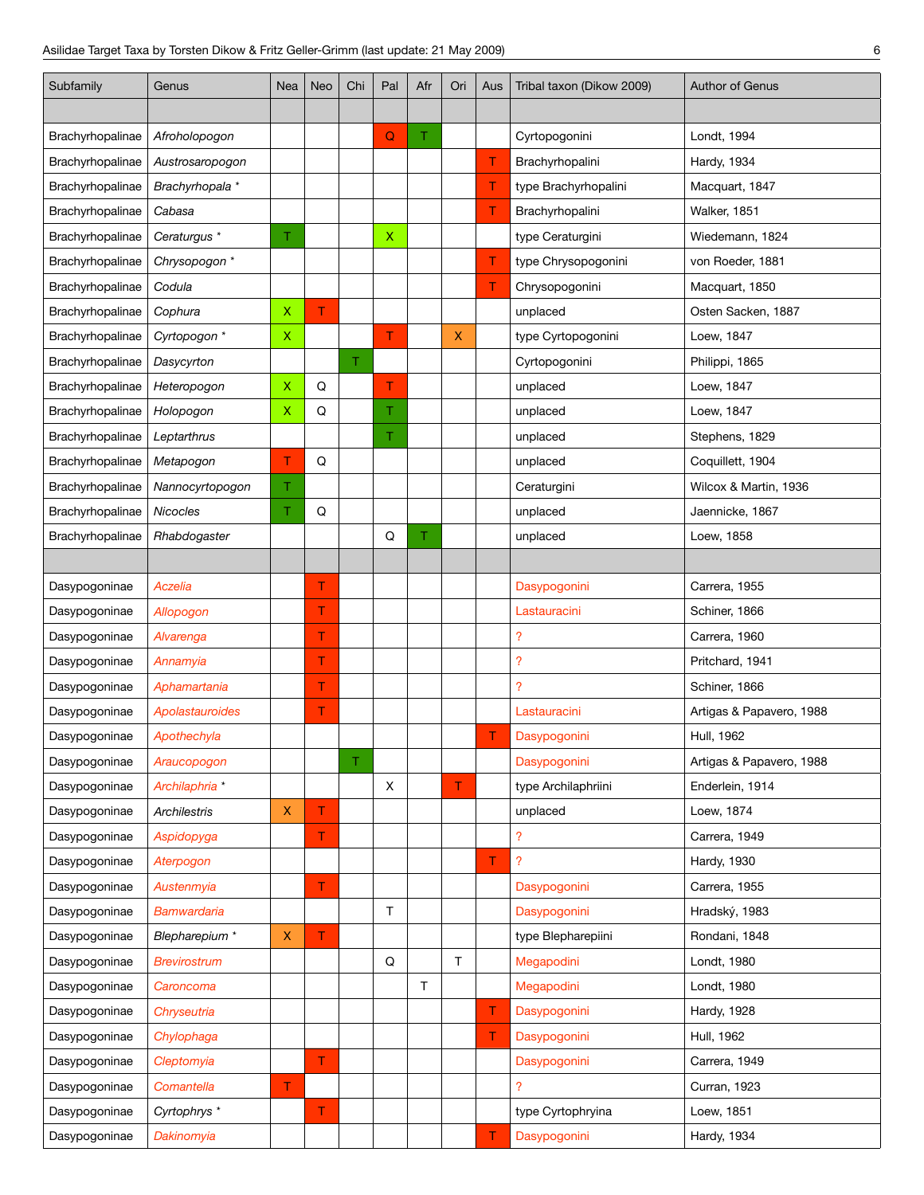| Subfamily | Genus | Nea | Neo | Chi | Pal | Afr | Ori | Aus | Tribal taxon (Dikow 2009) | Author of Genus |
|---|---|---|---|---|---|---|---|---|---|---|
| | | | | | | | | | | |
| Brachyrhopalinae | *Afroholopogon* | | | | Q | T | | | Cyrtopogonini | Londt, 1994 |
| Brachyrhopalinae | *Austrosaropogon* | | | | | | | T | Brachyrhopalini | Hardy, 1934 |
| Brachyrhopalinae | *Brachyrhopala* * | | | | | | | T | type Brachyrhopalini | Macquart, 1847 |
| Brachyrhopalinae | *Cabasa* | | | | | | | T | Brachyrhopalini | Walker, 1851 |
| Brachyrhopalinae | *Ceraturgus* * | T | | | X | | | | type Ceraturgini | Wiedemann, 1824 |
| Brachyrhopalinae | *Chrysopogon* * | | | | | | | T | type Chrysopogonini | von Roeder, 1881 |
| Brachyrhopalinae | *Codula* | | | | | | | T | Chrysopogonini | Macquart, 1850 |
| Brachyrhopalinae | *Cophura* | X | T | | | | | | unplaced | Osten Sacken, 1887 |
| Brachyrhopalinae | *Cyrtopogon* * | X | | | T | | X | | type Cyrtopogonini | Loew, 1847 |
| Brachyrhopalinae | *Dasycyrton* | | | T | | | | | Cyrtopogonini | Philippi, 1865 |
| Brachyrhopalinae | *Heteropogon* | X | Q | | T | | | | unplaced | Loew, 1847 |
| Brachyrhopalinae | *Holopogon* | X | Q | | T | | | | unplaced | Loew, 1847 |
| Brachyrhopalinae | *Leptarthrus* | | | | T | | | | unplaced | Stephens, 1829 |
| Brachyrhopalinae | *Metapogon* | T | Q | | | | | | unplaced | Coquillett, 1904 |
| Brachyrhopalinae | *Nannocyrtopogon* | T | | | | | | | Ceraturgini | Wilcox & Martin, 1936 |
| Brachyrhopalinae | *Nicocles* | T | Q | | | | | | unplaced | Jaennicke, 1867 |
| Brachyrhopalinae | *Rhabdogaster* | | | | Q | T | | | unplaced | Loew, 1858 |
| | | | | | | | | | | |
| Dasypogoninae | *Aczelia* | | T | | | | | | Dasypogonini | Carrera, 1955 |
| Dasypogoninae | *Allopogon* | | T | | | | | | Lastauracini | Schiner, 1866 |
| Dasypogoninae | *Alvarenga* | | T | | | | | | ? | Carrera, 1960 |
| Dasypogoninae | *Annamyia* | | T | | | | | | ? | Pritchard, 1941 |
| Dasypogoninae | *Aphamartania* | | T | | | | | | ? | Schiner, 1866 |
| Dasypogoninae | *Apolastauroides* | | T | | | | | | Lastauracini | Artigas & Papavero, 1988 |
| Dasypogoninae | *Apothechyla* | | | | | | | T | Dasypogonini | Hull, 1962 |
| Dasypogoninae | *Araucopogon* | | | T | | | | | Dasypogonini | Artigas & Papavero, 1988 |
| Dasypogoninae | *Archilaphria* * | | | | X | | T | | type Archilaphriini | Enderlein, 1914 |
| Dasypogoninae | *Archilestris* | X | T | | | | | | unplaced | Loew, 1874 |
| Dasypogoninae | *Aspidopyga* | | T | | | | | | ? | Carrera, 1949 |
| Dasypogoninae | *Aterpogon* | | | | | | | T | ? | Hardy, 1930 |
| Dasypogoninae | *Austenmyia* | | T | | | | | | Dasypogonini | Carrera, 1955 |
| Dasypogoninae | *Bamwardaria* | | | | T | | | | Dasypogonini | Hradský, 1983 |
| Dasypogoninae | *Blepharepium* * | X | T | | | | | | type Blepharepiini | Rondani, 1848 |
| Dasypogoninae | *Brevirostrum* | | | | Q | | T | | Megapodini | Londt, 1980 |
| Dasypogoninae | *Caroncoma* | | | | | T | | | Megapodini | Londt, 1980 |
| Dasypogoninae | *Chryseutria* | | | | | | | T | Dasypogonini | Hardy, 1928 |
| Dasypogoninae | *Chylophaga* | | | | | | | T | Dasypogonini | Hull, 1962 |
| Dasypogoninae | *Cleptomyia* | | T | | | | | | Dasypogonini | Carrera, 1949 |
| Dasypogoninae | *Comantella* | T | | | | | | | ? | Curran, 1923 |
| Dasypogoninae | *Cyrtophrys* * | | T | | | | | | type Cyrtophryina | Loew, 1851 |
| Dasypogoninae | *Dakinomyia* | | | | | | | T | Dasypogonini | Hardy, 1934 |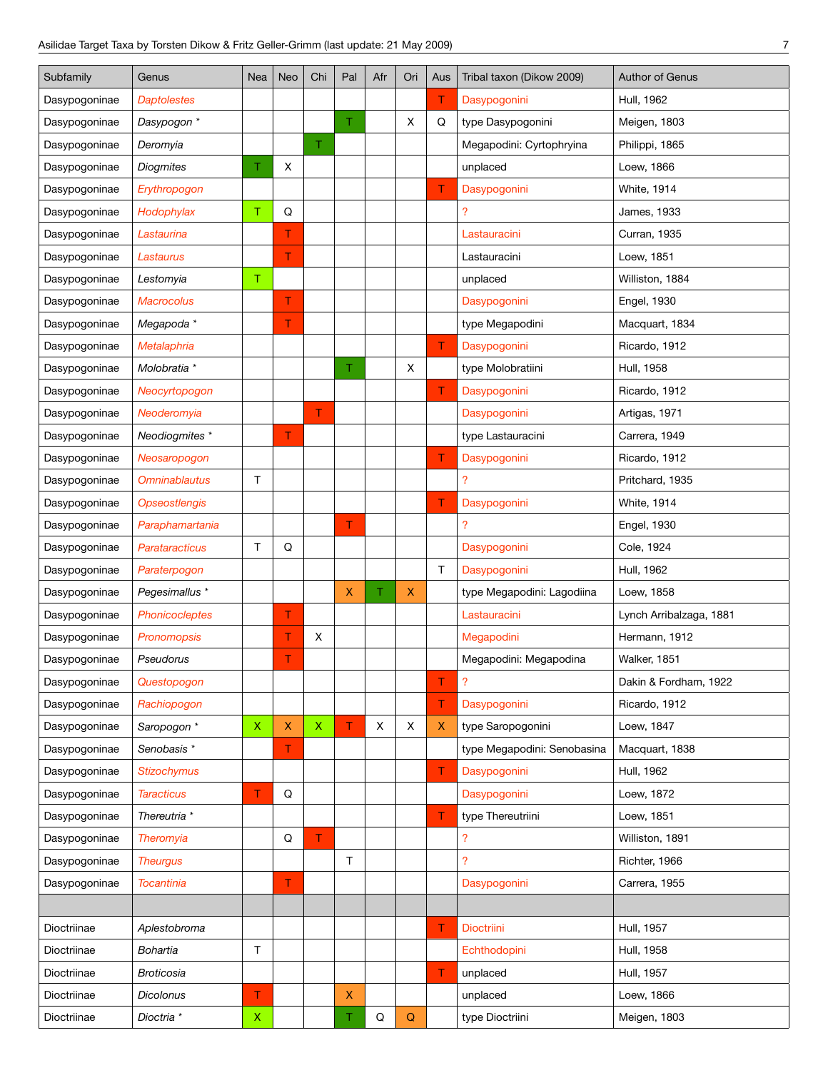| Subfamily | Genus | Nea | Neo | Chi | Pal | Afr | Ori | Aus | Tribal taxon (Dikow 2009) | Author of Genus |
|---|---|---|---|---|---|---|---|---|---|---|
| Dasypogoninae | Daptolestes | | | | | | | T | Dasypogonini | Hull, 1962 |
| Dasypogoninae | *Dasypogon* * | | | | T | | X | Q | type Dasypogonini | Meigen, 1803 |
| Dasypogoninae | *Deromyia* | | | T | | | | | Megapodini: Cyrtophryina | Philippi, 1865 |
| Dasypogoninae | *Diogmites* | T | X | | | | | | unplaced | Loew, 1866 |
| Dasypogoninae | Erythropogon | | | | | | | T | Dasypogonini | White, 1914 |
| Dasypogoninae | Hodophylax | T | Q | | | | | | ? | James, 1933 |
| Dasypogoninae | Lastaurina | | T | | | | | | Lastauracini | Curran, 1935 |
| Dasypogoninae | Lastaurus | | T | | | | | | Lastauracini | Loew, 1851 |
| Dasypogoninae | *Lestomyia* | T | | | | | | | unplaced | Williston, 1884 |
| Dasypogoninae | Macrocolus | | T | | | | | | Dasypogonini | Engel, 1930 |
| Dasypogoninae | *Megapoda* * | | T | | | | | | type Megapodini | Macquart, 1834 |
| Dasypogoninae | Metalaphria | | | | | | | T | Dasypogonini | Ricardo, 1912 |
| Dasypogoninae | *Molobratia* * | | | | T | | X | | type Molobratiini | Hull, 1958 |
| Dasypogoninae | Neocyrtopogon | | | | | | | T | Dasypogonini | Ricardo, 1912 |
| Dasypogoninae | Neoderomyia | | | T | | | | | Dasypogonini | Artigas, 1971 |
| Dasypogoninae | *Neodiogmites* * | | T | | | | | | type Lastauracini | Carrera, 1949 |
| Dasypogoninae | Neosaropogon | | | | | | | T | Dasypogonini | Ricardo, 1912 |
| Dasypogoninae | Omninablautus | T | | | | | | | ? | Pritchard, 1935 |
| Dasypogoninae | Opseostlengis | | | | | | | T | Dasypogonini | White, 1914 |
| Dasypogoninae | Paraphamartania | | | | T | | | | ? | Engel, 1930 |
| Dasypogoninae | Parataracticus | T | Q | | | | | | Dasypogonini | Cole, 1924 |
| Dasypogoninae | Paraterpogon | | | | | | | T | Dasypogonini | Hull, 1962 |
| Dasypogoninae | *Pegesimallus* * | | | | X | T | X | | type Megapodini: Lagodiina | Loew, 1858 |
| Dasypogoninae | Phonicocleptes | | T | | | | | | Lastauracini | Lynch Arribalzaga, 1881 |
| Dasypogoninae | Pronomopsis | | T | X | | | | | Megapodini | Hermann, 1912 |
| Dasypogoninae | *Pseudorus* | | T | | | | | | Megapodini: Megapodina | Walker, 1851 |
| Dasypogoninae | Questopogon | | | | | | | T | ? | Dakin & Fordham, 1922 |
| Dasypogoninae | Rachiopogon | | | | | | | T | Dasypogonini | Ricardo, 1912 |
| Dasypogoninae | *Saropogon* * | X | X | X | T | X | X | X | type Saropogonini | Loew, 1847 |
| Dasypogoninae | *Senobasis* * | | T | | | | | | type Megapodini: Senobasina | Macquart, 1838 |
| Dasypogoninae | Stizochymus | | | | | | | T | Dasypogonini | Hull, 1962 |
| Dasypogoninae | Taracticus | T | Q | | | | | | Dasypogonini | Loew, 1872 |
| Dasypogoninae | *Thereutria* * | | | | | | | T | type Thereutriini | Loew, 1851 |
| Dasypogoninae | Theromyia | | Q | T | | | | | ? | Williston, 1891 |
| Dasypogoninae | Theurgus | | | | T | | | | ? | Richter, 1966 |
| Dasypogoninae | Tocantinia | | T | | | | | | Dasypogonini | Carrera, 1955 |
| | | | | | | | | | | |
| Dioctriinae | *Aplestobroma* | | | | | | | T | Dioctriini | Hull, 1957 |
| Dioctriinae | *Bohartia* | T | | | | | | | Echthodopini | Hull, 1958 |
| Dioctriinae | *Broticosia* | | | | | | | T | unplaced | Hull, 1957 |
| Dioctriinae | *Dicolonus* | T | | | X | | | | unplaced | Loew, 1866 |
| Dioctriinae | *Dioctria* * | X | | | T | Q | Q | | type Dioctriini | Meigen, 1803 |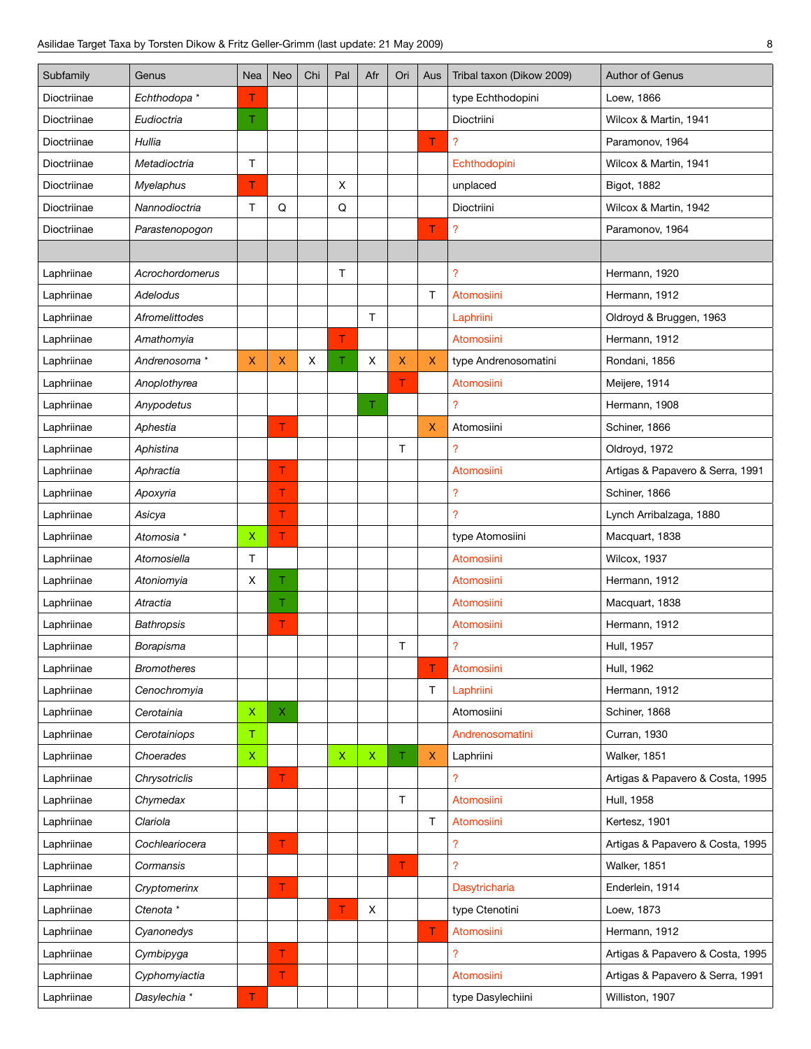| Subfamily | Genus | Nea | Neo | Chi | Pal | Afr | Ori | Aus | Tribal taxon (Dikow 2009) | Author of Genus |
|---|---|---|---|---|---|---|---|---|---|---|
| Dioctriinae | *Echthodopa* * | T | | | | | | | type Echthodopini | Loew, 1866 |
| Dioctriinae | *Eudioctria* | T | | | | | | | Dioctriini | Wilcox & Martin, 1941 |
| Dioctriinae | *Hullia* | | | | | | | T | ? | Paramonov, 1964 |
| Dioctriinae | *Metadioctria* | T | | | | | | | Echthodopini | Wilcox & Martin, 1941 |
| Dioctriinae | *Myelaphus* | T | | | X | | | | unplaced | Bigot, 1882 |
| Dioctriinae | *Nannodioctria* | T | Q | | Q | | | | Dioctriini | Wilcox & Martin, 1942 |
| Dioctriinae | *Parastenopogon* | | | | | | | T | ? | Paramonov, 1964 |
| | | | | | | | | | | |
| Laphriinae | *Acrochordomerus* | | | | T | | | | ? | Hermann, 1920 |
| Laphriinae | *Adelodus* | | | | | | | T | Atomosiini | Hermann, 1912 |
| Laphriinae | *Afromelittodes* | | | | | T | | | Laphriini | Oldroyd & Bruggen, 1963 |
| Laphriinae | *Amathomyia* | | | | T | | | | Atomosiini | Hermann, 1912 |
| Laphriinae | *Andrenosoma* * | X | X | X | T | X | X | X | type Andrenosomatini | Rondani, 1856 |
| Laphriinae | *Anoplothyrea* | | | | | | T | | Atomosiini | Meijere, 1914 |
| Laphriinae | *Anypodetus* | | | | | T | | | ? | Hermann, 1908 |
| Laphriinae | *Aphestia* | | T | | | | | X | Atomosiini | Schiner, 1866 |
| Laphriinae | *Aphistina* | | | | | | T | | ? | Oldroyd, 1972 |
| Laphriinae | *Aphractia* | | T | | | | | | Atomosiini | Artigas & Papavero & Serra, 1991 |
| Laphriinae | *Apoxyria* | | T | | | | | | ? | Schiner, 1866 |
| Laphriinae | *Asicya* | | T | | | | | | ? | Lynch Arribalzaga, 1880 |
| Laphriinae | *Atomosia* * | X | T | | | | | | type Atomosiini | Macquart, 1838 |
| Laphriinae | *Atomosiella* | T | | | | | | | Atomosiini | Wilcox, 1937 |
| Laphriinae | *Atoniomyia* | X | T | | | | | | Atomosiini | Hermann, 1912 |
| Laphriinae | *Atractia* | | T | | | | | | Atomosiini | Macquart, 1838 |
| Laphriinae | *Bathropsis* | | T | | | | | | Atomosiini | Hermann, 1912 |
| Laphriinae | *Borapisma* | | | | | | T | | ? | Hull, 1957 |
| Laphriinae | *Bromotheres* | | | | | | | T | Atomosiini | Hull, 1962 |
| Laphriinae | *Cenochromyia* | | | | | | | T | Laphriini | Hermann, 1912 |
| Laphriinae | *Cerotainia* | X | X | | | | | | Atomosiini | Schiner, 1868 |
| Laphriinae | *Cerotainiops* | T | | | | | | | Andrenosomatini | Curran, 1930 |
| Laphriinae | *Choerades* | X | | | X | X | T | X | Laphriini | Walker, 1851 |
| Laphriinae | *Chrysotriclis* | | T | | | | | | ? | Artigas & Papavero & Costa, 1995 |
| Laphriinae | *Chymedax* | | | | | | T | | Atomosiini | Hull, 1958 |
| Laphriinae | *Clariola* | | | | | | | T | Atomosiini | Kertesz, 1901 |
| Laphriinae | *Cochleariocera* | | T | | | | | | ? | Artigas & Papavero & Costa, 1995 |
| Laphriinae | *Cormansis* | | | | | | T | | ? | Walker, 1851 |
| Laphriinae | *Cryptomerinx* | | T | | | | | | Dasytricharia | Enderlein, 1914 |
| Laphriinae | *Ctenota* * | | | | T | X | | | type Ctenotini | Loew, 1873 |
| Laphriinae | *Cyanonedys* | | | | | | | T | Atomosiini | Hermann, 1912 |
| Laphriinae | *Cymbipyga* | | T | | | | | | ? | Artigas & Papavero & Costa, 1995 |
| Laphriinae | *Cyphomyiactia* | | T | | | | | | Atomosiini | Artigas & Papavero & Serra, 1991 |
| Laphriinae | *Dasylechia* * | T | | | | | | | type Dasylechiini | Williston, 1907 |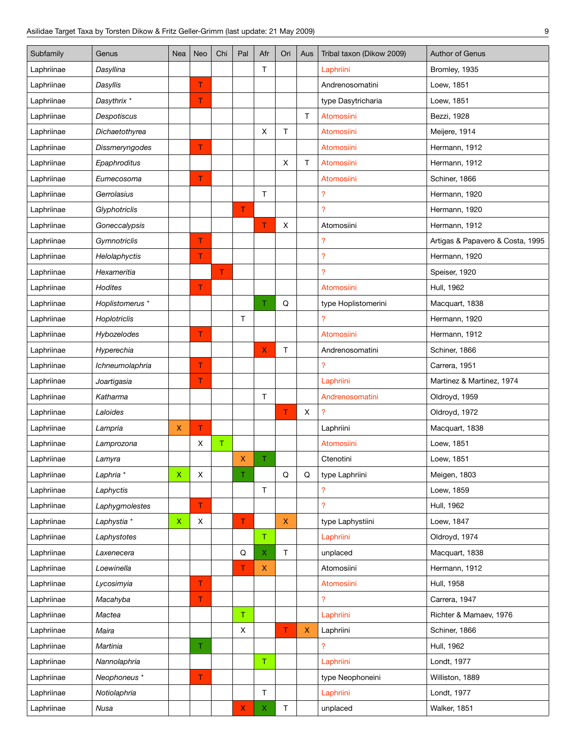| Subfamily | Genus | Nea | Neo | Chi | Pal | Afr | Ori | Aus | Tribal taxon (Dikow 2009) | Author of Genus |
|---|---|---|---|---|---|---|---|---|---|---|
| Laphriinae | *Dasyllina* | | | | | T | | | Laphriini | Bromley, 1935 |
| Laphriinae | *Dasyllis* | | T | | | | | | Andrenosomatini | Loew, 1851 |
| Laphriinae | *Dasythrix* * | | T | | | | | | type Dasytricharia | Loew, 1851 |
| Laphriinae | *Despotiscus* | | | | | | | T | Atomosiini | Bezzi, 1928 |
| Laphriinae | *Dichaetothyrea* | | | | | X | T | | Atomosiini | Meijere, 1914 |
| Laphriinae | *Dissmeryngodes* | | T | | | | | | Atomosiini | Hermann, 1912 |
| Laphriinae | *Epaphroditus* | | | | | | X | T | Atomosiini | Hermann, 1912 |
| Laphriinae | *Eumecosoma* | | T | | | | | | Atomosiini | Schiner, 1866 |
| Laphriinae | *Gerrolasius* | | | | | T | | | ? | Hermann, 1920 |
| Laphriinae | *Glyphotriclis* | | | | T | | | | ? | Hermann, 1920 |
| Laphriinae | *Goneccalypsis* | | | | | T | X | | Atomosiini | Hermann, 1912 |
| Laphriinae | *Gymnotriclis* | | T | | | | | | ? | Artigas & Papavero & Costa, 1995 |
| Laphriinae | *Helolaphyctis* | | T | | | | | | ? | Hermann, 1920 |
| Laphriinae | *Hexameritia* | | | T | | | | | ? | Speiser, 1920 |
| Laphriinae | *Hodites* | | T | | | | | | Atomosiini | Hull, 1962 |
| Laphriinae | *Hoplistomerus* * | | | | | T | Q | | type Hoplistomerini | Macquart, 1838 |
| Laphriinae | *Hoplotriclis* | | | | T | | | | ? | Hermann, 1920 |
| Laphriinae | *Hybozelodes* | | T | | | | | | Atomosiini | Hermann, 1912 |
| Laphriinae | *Hyperechia* | | | | | X | T | | Andrenosomatini | Schiner, 1866 |
| Laphriinae | *Ichneumolaphria* | | T | | | | | | ? | Carrera, 1951 |
| Laphriinae | *Joartigasia* | | T | | | | | | Laphriini | Martinez & Martinez, 1974 |
| Laphriinae | *Katharma* | | | | | T | | | Andrenosomatini | Oldroyd, 1959 |
| Laphriinae | *Laloides* | | | | | | T | X | ? | Oldroyd, 1972 |
| Laphriinae | *Lampria* | X | T | | | | | | Laphriini | Macquart, 1838 |
| Laphriinae | *Lamprozona* | | X | T | | | | | Atomosiini | Loew, 1851 |
| Laphriinae | *Lamyra* | | | | X | T | | | Ctenotini | Loew, 1851 |
| Laphriinae | *Laphria* * | X | X | | T | | Q | Q | type Laphriini | Meigen, 1803 |
| Laphriinae | *Laphyctis* | | | | | T | | | ? | Loew, 1859 |
| Laphriinae | *Laphygmolestes* | | T | | | | | | ? | Hull, 1962 |
| Laphriinae | *Laphystia* * | X | X | | T | | X | | type Laphystiini | Loew, 1847 |
| Laphriinae | *Laphystotes* | | | | | T | | | Laphriini | Oldroyd, 1974 |
| Laphriinae | *Laxenecera* | | | | Q | X | T | | unplaced | Macquart, 1838 |
| Laphriinae | *Loewinella* | | | | T | X | | | Atomosiini | Hermann, 1912 |
| Laphriinae | *Lycosimyia* | | T | | | | | | Atomosiini | Hull, 1958 |
| Laphriinae | *Macahyba* | | T | | | | | | ? | Carrera, 1947 |
| Laphriinae | *Mactea* | | | | T | | | | Laphriini | Richter & Mamaev, 1976 |
| Laphriinae | *Maira* | | | | X | | T | X | Laphriini | Schiner, 1866 |
| Laphriinae | *Martinia* | | T | | | | | | ? | Hull, 1962 |
| Laphriinae | *Nannolaphria* | | | | | T | | | Laphriini | Londt, 1977 |
| Laphriinae | *Neophoneus* * | | T | | | | | | type Neophoneini | Williston, 1889 |
| Laphriinae | *Notiolaphria* | | | | | T | | | Laphriini | Londt, 1977 |
| Laphriinae | *Nusa* | | | | X | X | T | | unplaced | Walker, 1851 |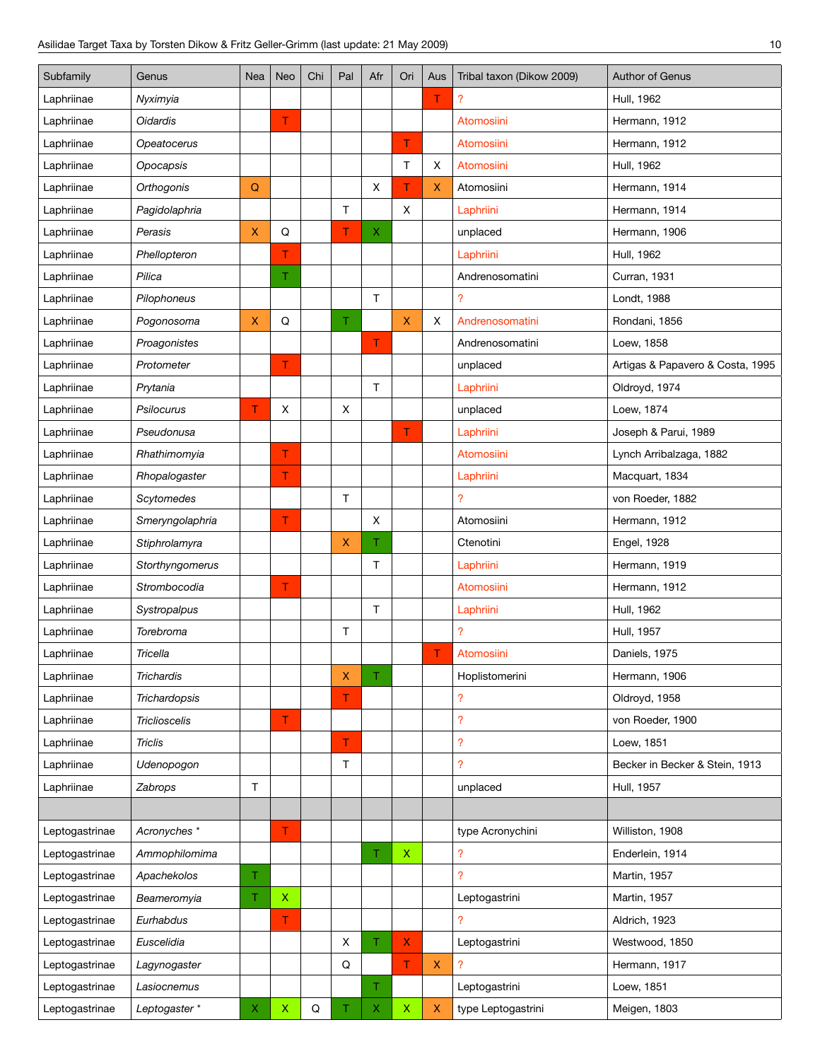| Subfamily | Genus | Nea | Neo | Chi | Pal | Afr | Ori | Aus | Tribal taxon (Dikow 2009) | Author of Genus |
|---|---|---|---|---|---|---|---|---|---|---|
| Laphriinae | *Nyximyia* | | | | | | | T | ? | Hull, 1962 |
| Laphriinae | *Oidardis* | | T | | | | | | Atomosiini | Hermann, 1912 |
| Laphriinae | *Opeatocerus* | | | | | | T | | Atomosiini | Hermann, 1912 |
| Laphriinae | *Opocapsis* | | | | | | T | X | Atomosiini | Hull, 1962 |
| Laphriinae | *Orthogonis* | Q | | | | X | T | X | Atomosiini | Hermann, 1914 |
| Laphriinae | *Pagidolaphria* | | | | T | | X | | Laphriini | Hermann, 1914 |
| Laphriinae | *Perasis* | X | Q | | T | X | | | unplaced | Hermann, 1906 |
| Laphriinae | *Phellopteron* | | T | | | | | | Laphriini | Hull, 1962 |
| Laphriinae | *Pilica* | | T | | | | | | Andrenosomatini | Curran, 1931 |
| Laphriinae | *Pilophoneus* | | | | | T | | | ? | Londt, 1988 |
| Laphriinae | *Pogonosoma* | X | Q | | T | | X | X | Andrenosomatini | Rondani, 1856 |
| Laphriinae | *Proagonistes* | | | | | T | | | Andrenosomatini | Loew, 1858 |
| Laphriinae | *Protometer* | | T | | | | | | unplaced | Artigas & Papavero & Costa, 1995 |
| Laphriinae | *Prytania* | | | | | T | | | Laphriini | Oldroyd, 1974 |
| Laphriinae | *Psilocurus* | T | X | | X | | | | unplaced | Loew, 1874 |
| Laphriinae | *Pseudonusa* | | | | | | T | | Laphriini | Joseph & Parui, 1989 |
| Laphriinae | *Rhathimomyia* | | T | | | | | | Atomosiini | Lynch Arribalzaga, 1882 |
| Laphriinae | *Rhopalogaster* | | T | | | | | | Laphriini | Macquart, 1834 |
| Laphriinae | *Scytomedes* | | | | T | | | | ? | von Roeder, 1882 |
| Laphriinae | *Smeryngolaphria* | | T | | | X | | | Atomosiini | Hermann, 1912 |
| Laphriinae | *Stiphrolamyra* | | | | X | T | | | Ctenotini | Engel, 1928 |
| Laphriinae | *Storthyngomerus* | | | | | T | | | Laphriini | Hermann, 1919 |
| Laphriinae | *Strombocodia* | | T | | | | | | Atomosiini | Hermann, 1912 |
| Laphriinae | *Systropalpus* | | | | | T | | | Laphriini | Hull, 1962 |
| Laphriinae | *Torebroma* | | | | T | | | | ? | Hull, 1957 |
| Laphriinae | *Tricella* | | | | | | | T | Atomosiini | Daniels, 1975 |
| Laphriinae | *Trichardis* | | | | X | T | | | Hoplistomerini | Hermann, 1906 |
| Laphriinae | *Trichardopsis* | | | | T | | | | ? | Oldroyd, 1958 |
| Laphriinae | *Triclioscelis* | | T | | | | | | ? | von Roeder, 1900 |
| Laphriinae | *Triclis* | | | | T | | | | ? | Loew, 1851 |
| Laphriinae | *Udenopogon* | | | | T | | | | ? | Becker in Becker & Stein, 1913 |
| Laphriinae | *Zabrops* | T | | | | | | | unplaced | Hull, 1957 |
| | | | | | | | | | | |
| Leptogastrinae | *Acronyches* * | | T | | | | | | type Acronychini | Williston, 1908 |
| Leptogastrinae | *Ammophilomima* | | | | | T | X | | ? | Enderlein, 1914 |
| Leptogastrinae | *Apachekolos* | T | | | | | | | ? | Martin, 1957 |
| Leptogastrinae | *Beameromyia* | T | X | | | | | | Leptogastrini | Martin, 1957 |
| Leptogastrinae | *Eurhabdus* | | T | | | | | | ? | Aldrich, 1923 |
| Leptogastrinae | *Euscelidia* | | | | X | T | X | | Leptogastrini | Westwood, 1850 |
| Leptogastrinae | *Lagynogaster* | | | | Q | | T | X | ? | Hermann, 1917 |
| Leptogastrinae | *Lasiocnemus* | | | | | T | | | Leptogastrini | Loew, 1851 |
| Leptogastrinae | *Leptogaster* * | X | X | Q | T | X | X | X | type Leptogastrini | Meigen, 1803 |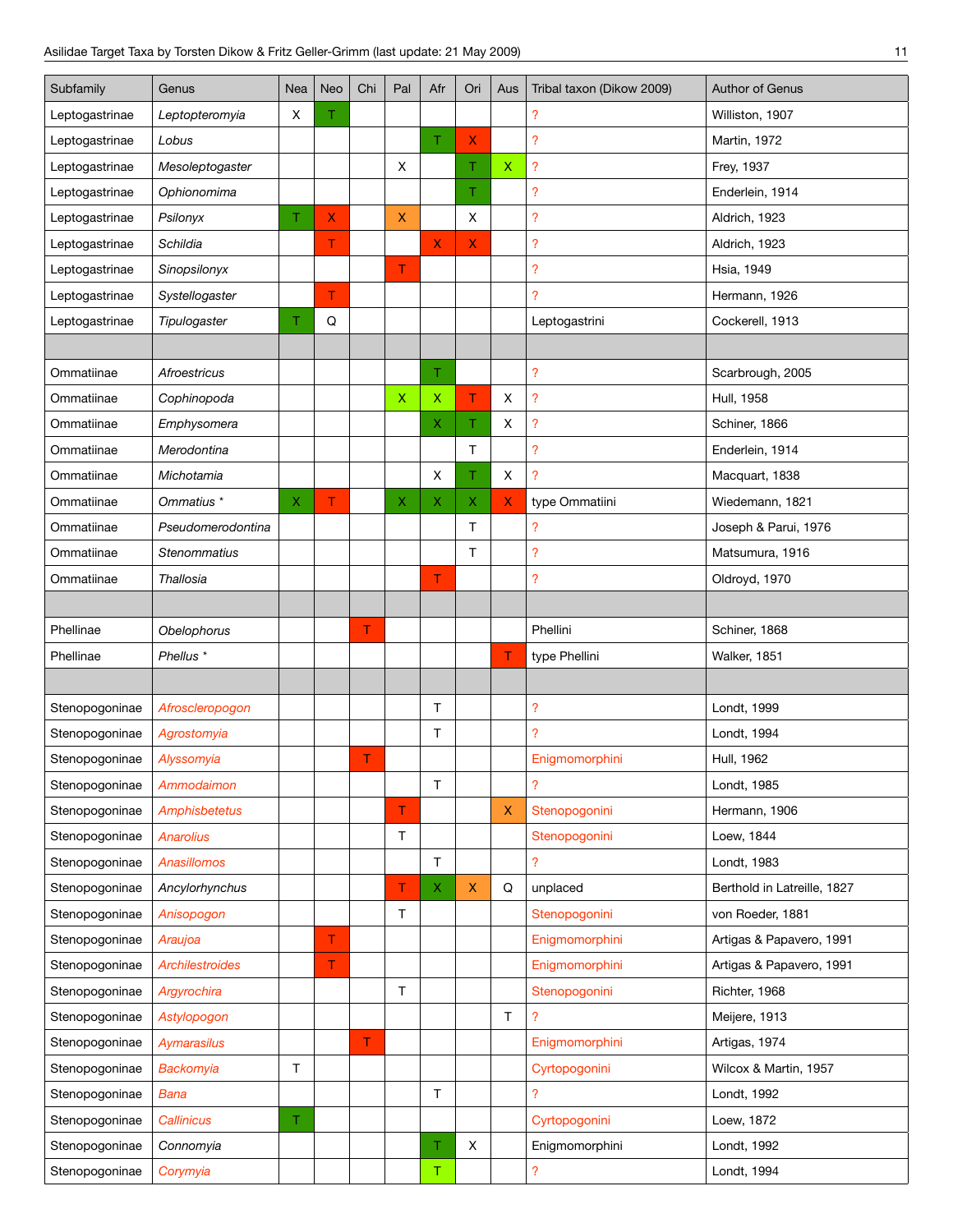| Subfamily | Genus | Nea | Neo | Chi | Pal | Afr | Ori | Aus | Tribal taxon (Dikow 2009) | Author of Genus |
|---|---|---|---|---|---|---|---|---|---|---|
| Leptogastrinae | *Leptopteromyia* | X | T | | | | | | ? | Williston, 1907 |
| Leptogastrinae | *Lobus* | | | | | T | X | | ? | Martin, 1972 |
| Leptogastrinae | *Mesoleptogaster* | | | | X | | T | X | ? | Frey, 1937 |
| Leptogastrinae | *Ophionomima* | | | | | | T | | ? | Enderlein, 1914 |
| Leptogastrinae | *Psilonyx* | T | X | | X | | X | | ? | Aldrich, 1923 |
| Leptogastrinae | *Schildia* | | T | | | X | X | | ? | Aldrich, 1923 |
| Leptogastrinae | *Sinopsilonyx* | | | | T | | | | ? | Hsia, 1949 |
| Leptogastrinae | *Systellogaster* | | T | | | | | | ? | Hermann, 1926 |
| Leptogastrinae | *Tipulogaster* | T | Q | | | | | | Leptogastrini | Cockerell, 1913 |
| | | | | | | | | | | |
| Ommatiinae | *Afroestricus* | | | | | T | | | ? | Scarbrough, 2005 |
| Ommatiinae | *Cophinopoda* | | | | X | X | T | X | ? | Hull, 1958 |
| Ommatiinae | *Emphysomera* | | | | | X | T | X | ? | Schiner, 1866 |
| Ommatiinae | *Merodontina* | | | | | | T | | ? | Enderlein, 1914 |
| Ommatiinae | *Michotamia* | | | | | X | T | X | ? | Macquart, 1838 |
| Ommatiinae | *Ommatius* * | X | T | | X | X | X | X | type Ommatiini | Wiedemann, 1821 |
| Ommatiinae | *Pseudomerodontina* | | | | | | T | | ? | Joseph & Parui, 1976 |
| Ommatiinae | *Stenommatius* | | | | | | T | | ? | Matsumura, 1916 |
| Ommatiinae | *Thallosia* | | | | | T | | | ? | Oldroyd, 1970 |
| | | | | | | | | | | |
| Phellinae | *Obelophorus* | | | T | | | | | Phellini | Schiner, 1868 |
| Phellinae | *Phellus* * | | | | | | | T | type Phellini | Walker, 1851 |
| | | | | | | | | | | |
| Stenopogoninae | *Afroscleropogon* | | | | | T | | | ? | Londt, 1999 |
| Stenopogoninae | *Agrostomyia* | | | | | T | | | ? | Londt, 1994 |
| Stenopogoninae | *Alyssomyia* | | | T | | | | | Enigmomorphini | Hull, 1962 |
| Stenopogoninae | *Ammodaimon* | | | | | T | | | ? | Londt, 1985 |
| Stenopogoninae | *Amphisbetetus* | | | | T | | | X | Stenopogonini | Hermann, 1906 |
| Stenopogoninae | *Anarolius* | | | | T | | | | Stenopogonini | Loew, 1844 |
| Stenopogoninae | *Anasillomos* | | | | | T | | | ? | Londt, 1983 |
| Stenopogoninae | *Ancylorhynchus* | | | | T | X | X | Q | unplaced | Berthold in Latreille, 1827 |
| Stenopogoninae | *Anisopogon* | | | | T | | | | Stenopogonini | von Roeder, 1881 |
| Stenopogoninae | *Araujoa* | | T | | | | | | Enigmomorphini | Artigas & Papavero, 1991 |
| Stenopogoninae | *Archilestroides* | | T | | | | | | Enigmomorphini | Artigas & Papavero, 1991 |
| Stenopogoninae | *Argyrochira* | | | | T | | | | Stenopogonini | Richter, 1968 |
| Stenopogoninae | *Astylopogon* | | | | | | | T | ? | Meijere, 1913 |
| Stenopogoninae | *Aymarasilus* | | | T | | | | | Enigmomorphini | Artigas, 1974 |
| Stenopogoninae | *Backomyia* | T | | | | | | | Cyrtopogonini | Wilcox & Martin, 1957 |
| Stenopogoninae | *Bana* | | | | | T | | | ? | Londt, 1992 |
| Stenopogoninae | *Callinicus* | T | | | | | | | Cyrtopogonini | Loew, 1872 |
| Stenopogoninae | *Connomyia* | | | | | T | X | | Enigmomorphini | Londt, 1992 |
| Stenopogoninae | *Corymyia* | | | | | T | | | ? | Londt, 1994 |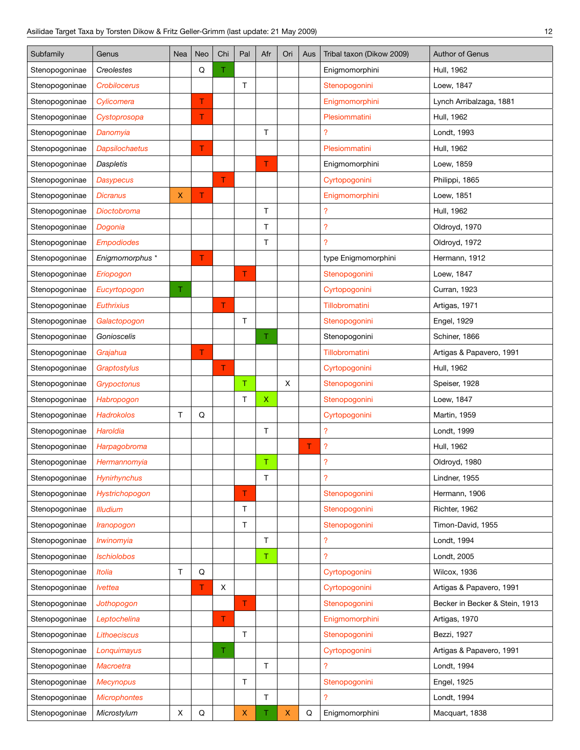| Subfamily | Genus | Nea | Neo | Chi | Pal | Afr | Ori | Aus | Tribal taxon (Dikow 2009) | Author of Genus |
|---|---|---|---|---|---|---|---|---|---|---|
| Stenopogoninae | *Creolestes* | | Q | T | | | | | Enigmomorphini | Hull, 1962 |
| Stenopogoninae | *Crobilocerus* | | | | T | | | | Stenopogonini | Loew, 1847 |
| Stenopogoninae | *Cylicomera* | | T | | | | | | Enigmomorphini | Lynch Arribalzaga, 1881 |
| Stenopogoninae | *Cystoprosopa* | | T | | | | | | Plesiommatini | Hull, 1962 |
| Stenopogoninae | *Danomyia* | | | | | T | | | ? | Londt, 1993 |
| Stenopogoninae | *Dapsilochaetus* | | T | | | | | | Plesiommatini | Hull, 1962 |
| Stenopogoninae | *Daspletis* | | | | | T | | | Enigmomorphini | Loew, 1859 |
| Stenopogoninae | *Dasypecus* | | | T | | | | | Cyrtopogonini | Philippi, 1865 |
| Stenopogoninae | *Dicranus* | X | T | | | | | | Enigmomorphini | Loew, 1851 |
| Stenopogoninae | *Dioctobroma* | | | | | T | | | ? | Hull, 1962 |
| Stenopogoninae | *Dogonia* | | | | | T | | | ? | Oldroyd, 1970 |
| Stenopogoninae | *Empodiodes* | | | | | T | | | ? | Oldroyd, 1972 |
| Stenopogoninae | *Enigmomorphus* * | | T | | | | | | type Enigmomorphini | Hermann, 1912 |
| Stenopogoninae | *Eriopogon* | | | | T | | | | Stenopogonini | Loew, 1847 |
| Stenopogoninae | *Eucyrtopogon* | T | | | | | | | Cyrtopogonini | Curran, 1923 |
| Stenopogoninae | *Euthrixius* | | | T | | | | | Tillobromatini | Artigas, 1971 |
| Stenopogoninae | *Galactopogon* | | | | T | | | | Stenopogonini | Engel, 1929 |
| Stenopogoninae | *Gonioscelis* | | | | | T | | | Stenopogonini | Schiner, 1866 |
| Stenopogoninae | *Grajahua* | | T | | | | | | Tillobromatini | Artigas & Papavero, 1991 |
| Stenopogoninae | *Graptostylus* | | | T | | | | | Cyrtopogonini | Hull, 1962 |
| Stenopogoninae | *Grypoctonus* | | | | T | | X | | Stenopogonini | Speiser, 1928 |
| Stenopogoninae | *Habropogon* | | | | T | X | | | Stenopogonini | Loew, 1847 |
| Stenopogoninae | *Hadrokolos* | T | Q | | | | | | Cyrtopogonini | Martin, 1959 |
| Stenopogoninae | *Haroldia* | | | | | T | | | ? | Londt, 1999 |
| Stenopogoninae | *Harpagobroma* | | | | | | | T | ? | Hull, 1962 |
| Stenopogoninae | *Hermannomyia* | | | | | T | | | ? | Oldroyd, 1980 |
| Stenopogoninae | *Hynirhynchus* | | | | | T | | | ? | Lindner, 1955 |
| Stenopogoninae | *Hystrichopogon* | | | | T | | | | Stenopogonini | Hermann, 1906 |
| Stenopogoninae | *Illudium* | | | | T | | | | Stenopogonini | Richter, 1962 |
| Stenopogoninae | *Iranopogon* | | | | T | | | | Stenopogonini | Timon-David, 1955 |
| Stenopogoninae | *Irwinomyia* | | | | | T | | | ? | Londt, 1994 |
| Stenopogoninae | *Ischiolobos* | | | | | T | | | ? | Londt, 2005 |
| Stenopogoninae | *Itolia* | T | Q | | | | | | Cyrtopogonini | Wilcox, 1936 |
| Stenopogoninae | *Ivettea* | | T | X | | | | | Cyrtopogonini | Artigas & Papavero, 1991 |
| Stenopogoninae | *Jothopogon* | | | | T | | | | Stenopogonini | Becker in Becker & Stein, 1913 |
| Stenopogoninae | *Leptochelina* | | | T | | | | | Enigmomorphini | Artigas, 1970 |
| Stenopogoninae | *Lithoeciscus* | | | | T | | | | Stenopogonini | Bezzi, 1927 |
| Stenopogoninae | *Lonquimayus* | | | T | | | | | Cyrtopogonini | Artigas & Papavero, 1991 |
| Stenopogoninae | *Macroetra* | | | | | T | | | ? | Londt, 1994 |
| Stenopogoninae | *Mecynopus* | | | | T | | | | Stenopogonini | Engel, 1925 |
| Stenopogoninae | *Microphontes* | | | | | T | | | ? | Londt, 1994 |
| Stenopogoninae | *Microstylum* | X | Q | | X | T | X | Q | Enigmomorphini | Macquart, 1838 |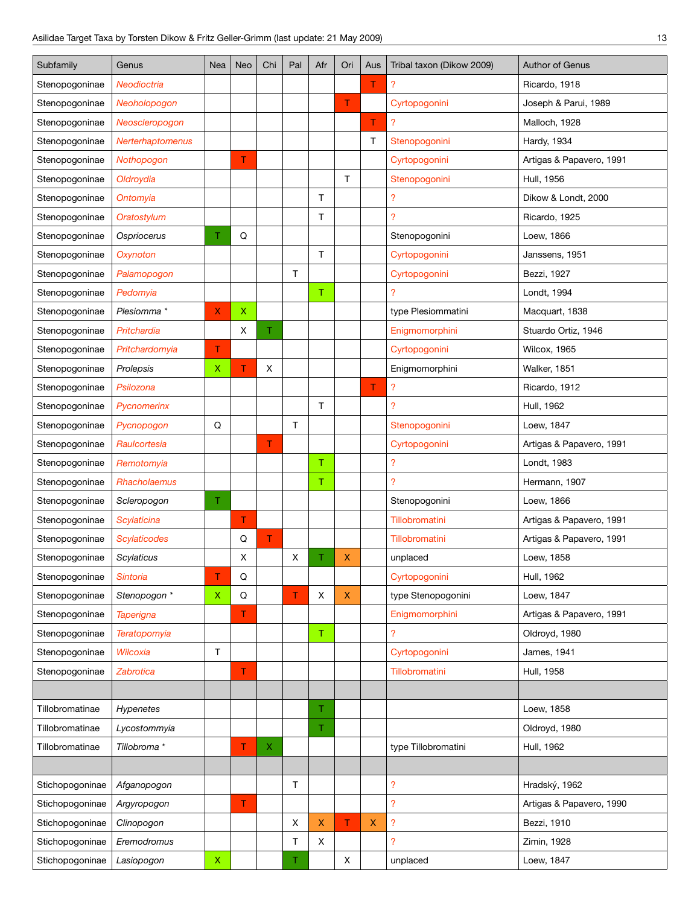| Subfamily | Genus | Nea | Neo | Chi | Pal | Afr | Ori | Aus | Tribal taxon (Dikow 2009) | Author of Genus |
|---|---|---|---|---|---|---|---|---|---|---|
| Stenopogoninae | *Neodioctria* | | | | | | | T | ? | Ricardo, 1918 |
| Stenopogoninae | *Neoholopogon* | | | | | | T | | Cyrtopogonini | Joseph & Parui, 1989 |
| Stenopogoninae | *Neoscleropogon* | | | | | | | T | ? | Malloch, 1928 |
| Stenopogoninae | *Nerterhaptomenus* | | | | | | | T | Stenopogonini | Hardy, 1934 |
| Stenopogoninae | *Nothopogon* | | T | | | | | | Cyrtopogonini | Artigas & Papavero, 1991 |
| Stenopogoninae | *Oldroydia* | | | | | | T | | Stenopogonini | Hull, 1956 |
| Stenopogoninae | *Ontomyia* | | | | | T | | | ? | Dikow & Londt, 2000 |
| Stenopogoninae | *Oratostylum* | | | | | T | | | ? | Ricardo, 1925 |
| Stenopogoninae | *Ospriocerus* | T | Q | | | | | | Stenopogonini | Loew, 1866 |
| Stenopogoninae | *Oxynoton* | | | | | T | | | Cyrtopogonini | Janssens, 1951 |
| Stenopogoninae | *Palamopogon* | | | | T | | | | Cyrtopogonini | Bezzi, 1927 |
| Stenopogoninae | *Pedomyia* | | | | | T | | | ? | Londt, 1994 |
| Stenopogoninae | *Plesiomma* * | X | X | | | | | | type Plesiommatini | Macquart, 1838 |
| Stenopogoninae | *Pritchardia* | | X | T | | | | | Enigmomorphini | Stuardo Ortiz, 1946 |
| Stenopogoninae | *Pritchardomyia* | T | | | | | | | Cyrtopogonini | Wilcox, 1965 |
| Stenopogoninae | *Prolepsis* | X | T | X | | | | | Enigmomorphini | Walker, 1851 |
| Stenopogoninae | *Psilozona* | | | | | | | T | ? | Ricardo, 1912 |
| Stenopogoninae | *Pycnomerinx* | | | | | T | | | ? | Hull, 1962 |
| Stenopogoninae | *Pycnopogon* | Q | | | T | | | | Stenopogonini | Loew, 1847 |
| Stenopogoninae | *Raulcortesia* | | | T | | | | | Cyrtopogonini | Artigas & Papavero, 1991 |
| Stenopogoninae | *Remotomyia* | | | | | T | | | ? | Londt, 1983 |
| Stenopogoninae | *Rhacholaemus* | | | | | T | | | ? | Hermann, 1907 |
| Stenopogoninae | *Scleropogon* | T | | | | | | | Stenopogonini | Loew, 1866 |
| Stenopogoninae | *Scylaticina* | | T | | | | | | Tillobromatini | Artigas & Papavero, 1991 |
| Stenopogoninae | *Scylaticodes* | | Q | T | | | | | Tillobromatini | Artigas & Papavero, 1991 |
| Stenopogoninae | *Scylaticus* | | X | | X | T | X | | unplaced | Loew, 1858 |
| Stenopogoninae | *Sintoria* | T | Q | | | | | | Cyrtopogonini | Hull, 1962 |
| Stenopogoninae | *Stenopogon* * | X | Q | | T | X | X | | type Stenopogonini | Loew, 1847 |
| Stenopogoninae | *Taperigna* | | T | | | | | | Enigmomorphini | Artigas & Papavero, 1991 |
| Stenopogoninae | *Teratopomyia* | | | | | T | | | ? | Oldroyd, 1980 |
| Stenopogoninae | *Wilcoxia* | T | | | | | | | Cyrtopogonini | James, 1941 |
| Stenopogoninae | *Zabrotica* | | T | | | | | | Tillobromatini | Hull, 1958 |
| | | | | | | | | | | |
| Tillobromatinae | *Hypenetes* | | | | | T | | | | Loew, 1858 |
| Tillobromatinae | *Lycostommyia* | | | | | T | | | | Oldroyd, 1980 |
| Tillobromatinae | *Tillobroma* * | | T | X | | | | | type Tillobromatini | Hull, 1962 |
| | | | | | | | | | | |
| Stichopogoninae | *Afganopogon* | | | | T | | | | ? | Hradský, 1962 |
| Stichopogoninae | *Argyropogon* | | T | | | | | | ? | Artigas & Papavero, 1990 |
| Stichopogoninae | *Clinopogon* | | | | X | X | T | X | ? | Bezzi, 1910 |
| Stichopogoninae | *Eremodromus* | | | | T | X | | | ? | Zimin, 1928 |
| Stichopogoninae | *Lasiopogon* | X | | | T | | X | | unplaced | Loew, 1847 |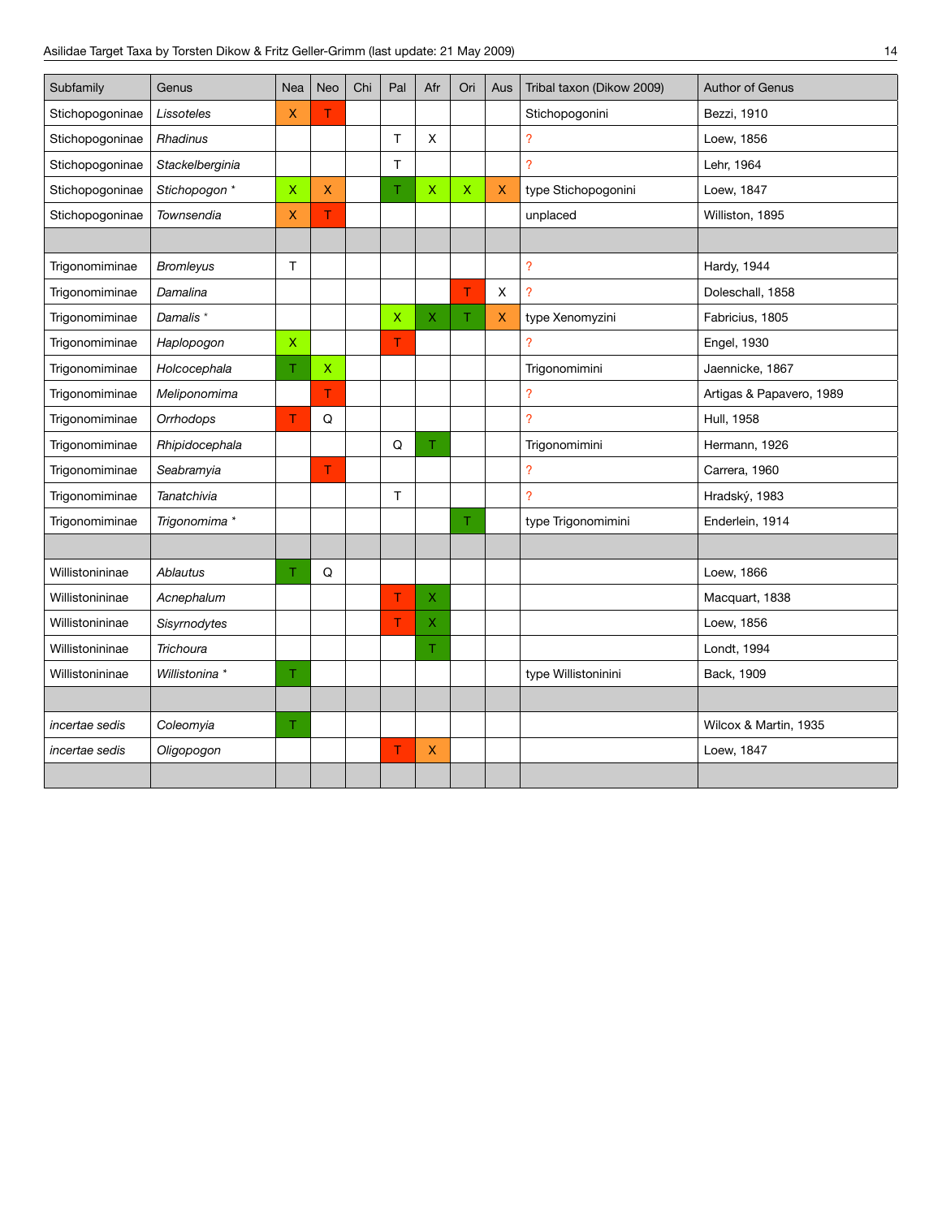| Subfamily | Genus | Nea | Neo | Chi | Pal | Afr | Ori | Aus | Tribal taxon (Dikow 2009) | Author of Genus |
|---|---|---|---|---|---|---|---|---|---|---|
| Stichopogoninae | *Lissoteles* | X | T | | | | | | Stichopogonini | Bezzi, 1910 |
| Stichopogoninae | *Rhadinus* | | | | T | X | | | ? | Loew, 1856 |
| Stichopogoninae | *Stackelberginia* | | | | T | | | | ? | Lehr, 1964 |
| Stichopogoninae | *Stichopogon* * | X | X | | T | X | X | X | type Stichopogonini | Loew, 1847 |
| Stichopogoninae | *Townsendia* | X | T | | | | | | unplaced | Williston, 1895 |
| | | | | | | | | | | |
| Trigonomiminae | *Bromleyus* | T | | | | | | | ? | Hardy, 1944 |
| Trigonomiminae | *Damalina* | | | | | | T | X | ? | Doleschall, 1858 |
| Trigonomiminae | *Damalis* * | | | | X | X | T | X | type Xenomyzini | Fabricius, 1805 |
| Trigonomiminae | *Haplopogon* | X | | | T | | | | ? | Engel, 1930 |
| Trigonomiminae | *Holcocephala* | T | X | | | | | | Trigonomimini | Jaennicke, 1867 |
| Trigonomiminae | *Meliponomima* | | T | | | | | | ? | Artigas & Papavero, 1989 |
| Trigonomiminae | *Orrhodops* | T | Q | | | | | | ? | Hull, 1958 |
| Trigonomiminae | *Rhipidocephala* | | | | Q | T | | | Trigonomimini | Hermann, 1926 |
| Trigonomiminae | *Seabramyia* | | T | | | | | | ? | Carrera, 1960 |
| Trigonomiminae | *Tanatchivia* | | | | T | | | | ? | Hradský, 1983 |
| Trigonomiminae | *Trigonomima* * | | | | | | T | | type Trigonomimini | Enderlein, 1914 |
| | | | | | | | | | | |
| Willistonininae | *Ablautus* | T | Q | | | | | | | Loew, 1866 |
| Willistonininae | *Acnephalum* | | | | T | X | | | | Macquart, 1838 |
| Willistonininae | *Sisyrnodytes* | | | | T | X | | | | Loew, 1856 |
| Willistonininae | *Trichoura* | | | | | T | | | | Londt, 1994 |
| Willistonininae | *Willistonina* * | T | | | | | | | type Willistoninini | Back, 1909 |
| | | | | | | | | | | |
| *incertae sedis* | *Coleomyia* | T | | | | | | | | Wilcox & Martin, 1935 |
| *incertae sedis* | *Oligopogon* | | | | T | X | | | | Loew, 1847 |
| | | | | | | | | | | |